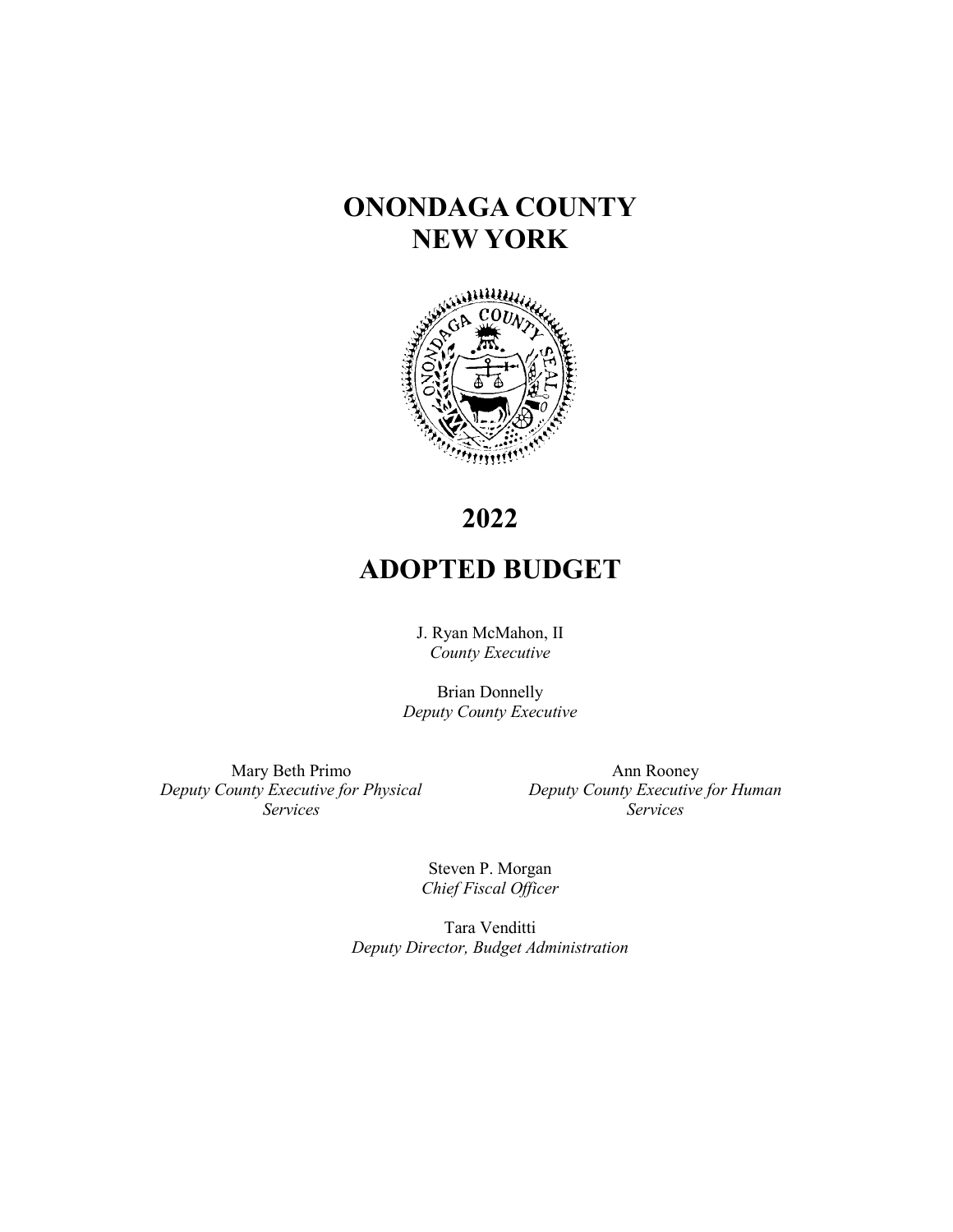# ONONDAGA COUNTY
# NEW YORK

# 2022

# ADOPTED BUDGET

J. Ryan McMahon, II
*County Executive*

Brian Donnelly
*Deputy County Executive*

Mary Beth Primo
*Deputy County Executive for Physical Services*

Ann Rooney
*Deputy County Executive for Human Services*

Steven P. Morgan
*Chief Fiscal Officer*

Tara Venditti
*Deputy Director, Budget Administration*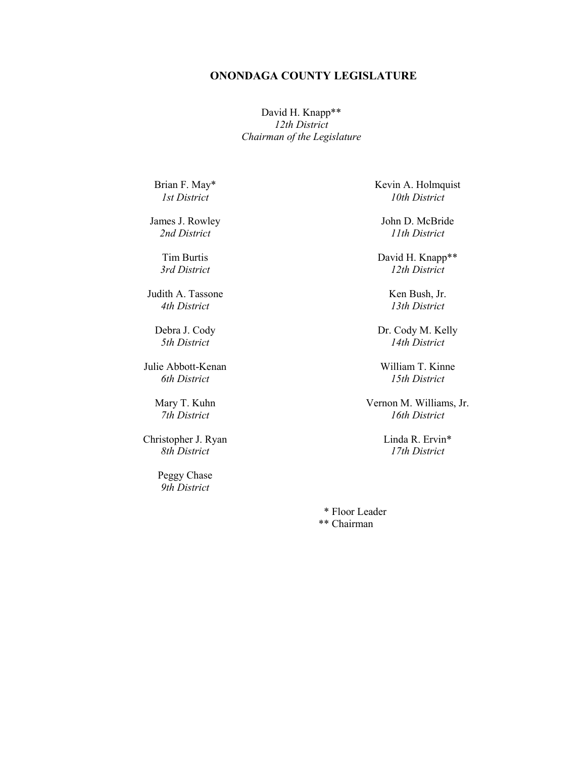# ONONDAGA COUNTY LEGISLATURE

David H. Knapp**
*12th District*
*Chairman of the Legislature*

Brian F. May*
*1st District*

James J. Rowley
*2nd District*

Tim Burtis
*3rd District*

Judith A. Tassone
*4th District*

Debra J. Cody
*5th District*

Julie Abbott-Kenan
*6th District*

Mary T. Kuhn
*7th District*

Christopher J. Ryan
*8th District*

Peggy Chase
*9th District*

Kevin A. Holmquist
*10th District*

John D. McBride
*11th District*

David H. Knapp**
*12th District*

Ken Bush, Jr.
*13th District*

Dr. Cody M. Kelly
*14th District*

William T. Kinne
*15th District*

Vernon M. Williams, Jr.
*16th District*

Linda R. Ervin*
*17th District*

\* Floor Leader
\** Chairman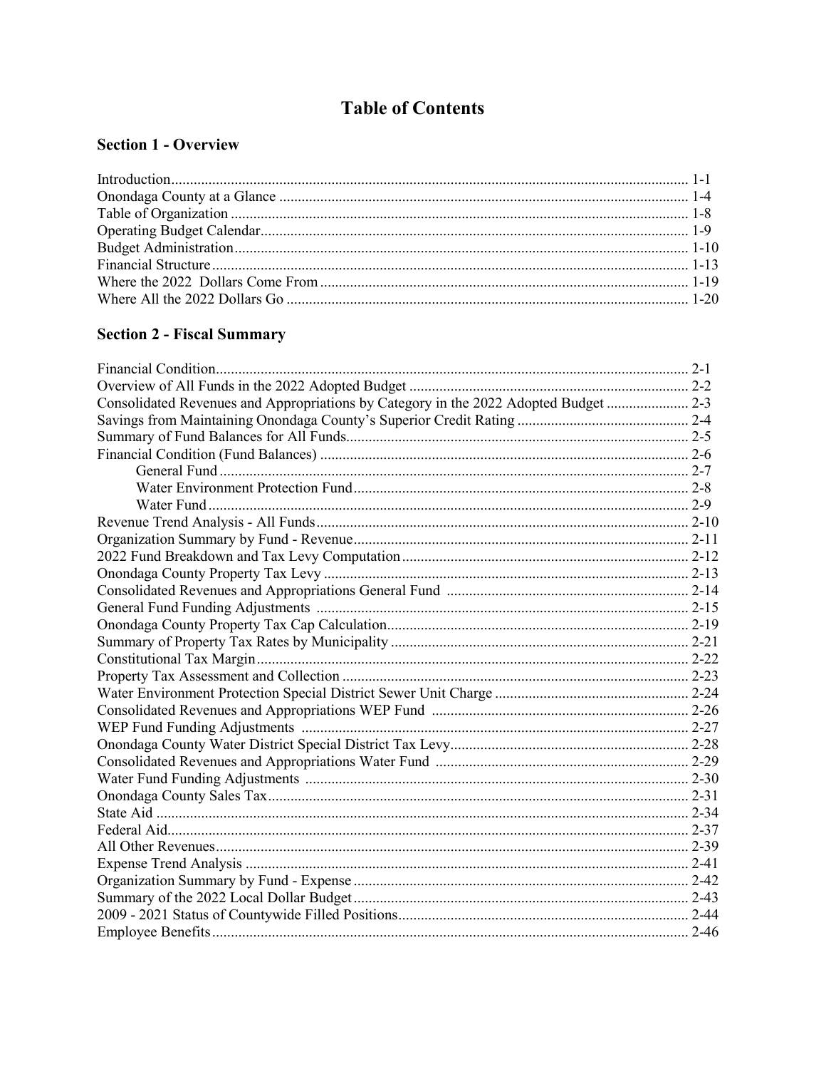# Table of Contents

## Section 1 - Overview

| | |
|---|---|
| Introduction | 1-1 |
| Onondaga County at a Glance | 1-4 |
| Table of Organization | 1-8 |
| Operating Budget Calendar | 1-9 |
| Budget Administration | 1-10 |
| Financial Structure | 1-13 |
| Where the 2022 Dollars Come From | 1-19 |
| Where All the 2022 Dollars Go | 1-20 |

## Section 2 - Fiscal Summary

| | |
|---|---|
| Financial Condition | 2-1 |
| Overview of All Funds in the 2022 Adopted Budget | 2-2 |
| Consolidated Revenues and Appropriations by Category in the 2022 Adopted Budget | 2-3 |
| Savings from Maintaining Onondaga County's Superior Credit Rating | 2-4 |
| Summary of Fund Balances for All Funds | 2-5 |
| Financial Condition (Fund Balances) | 2-6 |
| General Fund | 2-7 |
| Water Environment Protection Fund | 2-8 |
| Water Fund | 2-9 |
| Revenue Trend Analysis - All Funds | 2-10 |
| Organization Summary by Fund - Revenue | 2-11 |
| 2022 Fund Breakdown and Tax Levy Computation | 2-12 |
| Onondaga County Property Tax Levy | 2-13 |
| Consolidated Revenues and Appropriations General Fund | 2-14 |
| General Fund Funding Adjustments | 2-15 |
| Onondaga County Property Tax Cap Calculation | 2-19 |
| Summary of Property Tax Rates by Municipality | 2-21 |
| Constitutional Tax Margin | 2-22 |
| Property Tax Assessment and Collection | 2-23 |
| Water Environment Protection Special District Sewer Unit Charge | 2-24 |
| Consolidated Revenues and Appropriations WEP Fund | 2-26 |
| WEP Fund Funding Adjustments | 2-27 |
| Onondaga County Water District Special District Tax Levy | 2-28 |
| Consolidated Revenues and Appropriations Water Fund | 2-29 |
| Water Fund Funding Adjustments | 2-30 |
| Onondaga County Sales Tax | 2-31 |
| State Aid | 2-34 |
| Federal Aid | 2-37 |
| All Other Revenues | 2-39 |
| Expense Trend Analysis | 2-41 |
| Organization Summary by Fund - Expense | 2-42 |
| Summary of the 2022 Local Dollar Budget | 2-43 |
| 2009 - 2021 Status of Countywide Filled Positions | 2-44 |
| Employee Benefits | 2-46 |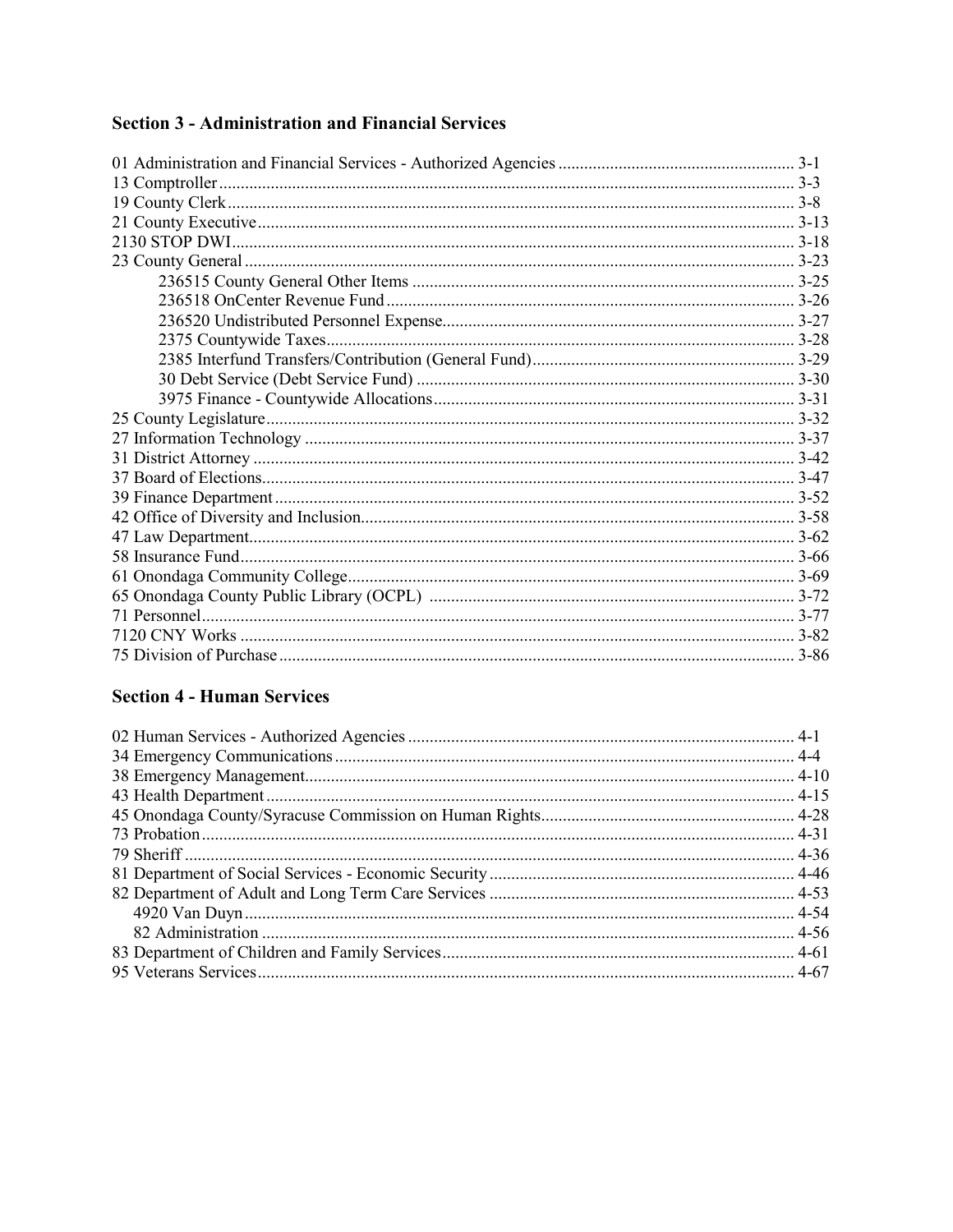## Section 3 - Administration and Financial Services

01 Administration and Financial Services - Authorized Agencies ....... 3-1
13 Comptroller ....... 3-3
19 County Clerk ....... 3-8
21 County Executive ....... 3-13
2130 STOP DWI ....... 3-18
23 County General ....... 3-23
- 236515 County General Other Items ....... 3-25
- 236518 OnCenter Revenue Fund ....... 3-26
- 236520 Undistributed Personnel Expense ....... 3-27
- 2375 Countywide Taxes ....... 3-28
- 2385 Interfund Transfers/Contribution (General Fund) ....... 3-29
- 30 Debt Service (Debt Service Fund) ....... 3-30
- 3975 Finance - Countywide Allocations ....... 3-31

25 County Legislature ....... 3-32
27 Information Technology ....... 3-37
31 District Attorney ....... 3-42
37 Board of Elections ....... 3-47
39 Finance Department ....... 3-52
42 Office of Diversity and Inclusion ....... 3-58
47 Law Department ....... 3-62
58 Insurance Fund ....... 3-66
61 Onondaga Community College ....... 3-69
65 Onondaga County Public Library (OCPL) ....... 3-72
71 Personnel ....... 3-77
7120 CNY Works ....... 3-82
75 Division of Purchase ....... 3-86

## Section 4 - Human Services

02 Human Services - Authorized Agencies ....... 4-1
34 Emergency Communications ....... 4-4
38 Emergency Management ....... 4-10
43 Health Department ....... 4-15
45 Onondaga County/Syracuse Commission on Human Rights ....... 4-28
73 Probation ....... 4-31
79 Sheriff ....... 4-36
81 Department of Social Services - Economic Security ....... 4-46
82 Department of Adult and Long Term Care Services ....... 4-53
- 4920 Van Duyn ....... 4-54
- 82 Administration ....... 4-56

83 Department of Children and Family Services ....... 4-61
95 Veterans Services ....... 4-67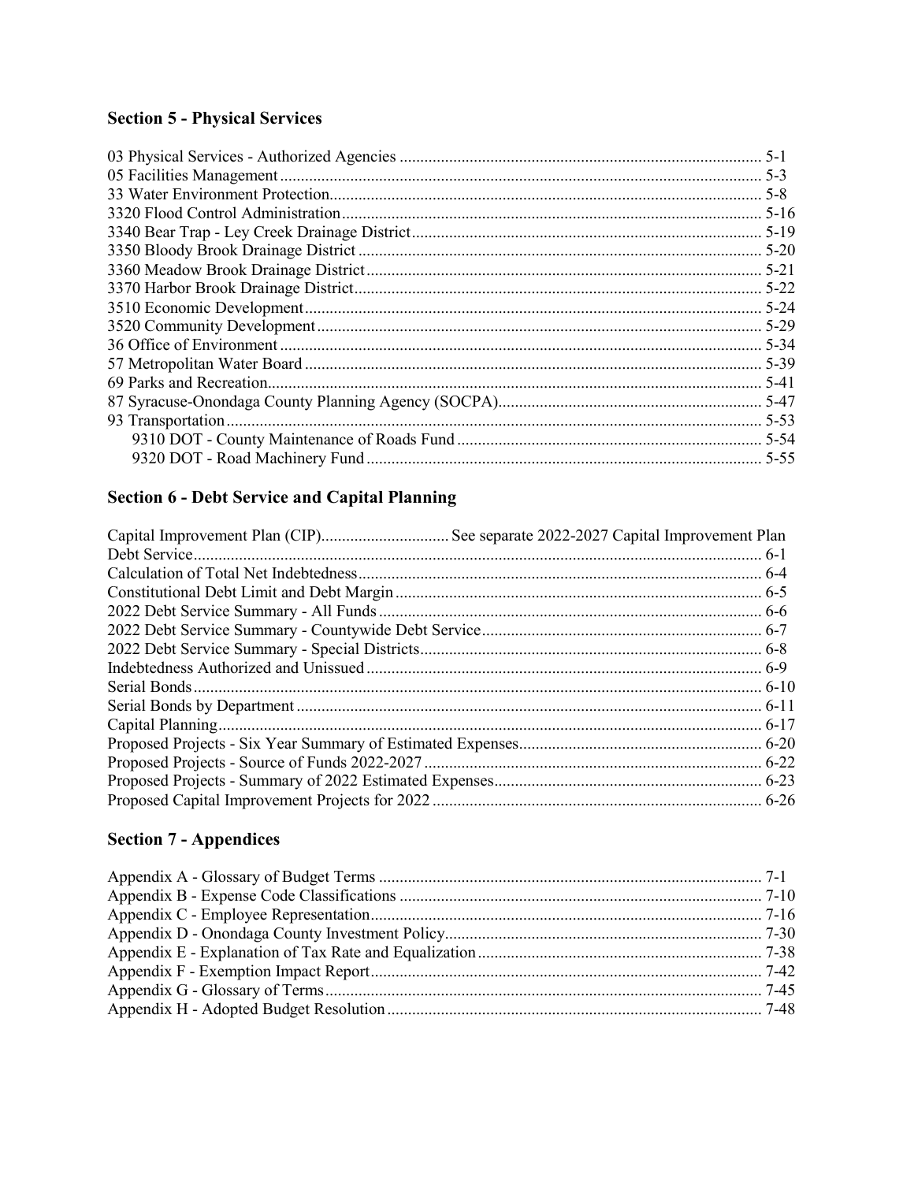## Section 5 - Physical Services

| | |
|---|---|
| 03 Physical Services - Authorized Agencies | 5-1 |
| 05 Facilities Management | 5-3 |
| 33 Water Environment Protection | 5-8 |
| 3320 Flood Control Administration | 5-16 |
| 3340 Bear Trap - Ley Creek Drainage District | 5-19 |
| 3350 Bloody Brook Drainage District | 5-20 |
| 3360 Meadow Brook Drainage District | 5-21 |
| 3370 Harbor Brook Drainage District | 5-22 |
| 3510 Economic Development | 5-24 |
| 3520 Community Development | 5-29 |
| 36 Office of Environment | 5-34 |
| 57 Metropolitan Water Board | 5-39 |
| 69 Parks and Recreation | 5-41 |
| 87 Syracuse-Onondaga County Planning Agency (SOCPA) | 5-47 |
| 93 Transportation | 5-53 |
| 9310 DOT - County Maintenance of Roads Fund | 5-54 |
| 9320 DOT - Road Machinery Fund | 5-55 |

## Section 6 - Debt Service and Capital Planning

| | |
|---|---|
| Capital Improvement Plan (CIP) | See separate 2022-2027 Capital Improvement Plan |
| Debt Service | 6-1 |
| Calculation of Total Net Indebtedness | 6-4 |
| Constitutional Debt Limit and Debt Margin | 6-5 |
| 2022 Debt Service Summary - All Funds | 6-6 |
| 2022 Debt Service Summary - Countywide Debt Service | 6-7 |
| 2022 Debt Service Summary - Special Districts | 6-8 |
| Indebtedness Authorized and Unissued | 6-9 |
| Serial Bonds | 6-10 |
| Serial Bonds by Department | 6-11 |
| Capital Planning | 6-17 |
| Proposed Projects - Six Year Summary of Estimated Expenses | 6-20 |
| Proposed Projects - Source of Funds 2022-2027 | 6-22 |
| Proposed Projects - Summary of 2022 Estimated Expenses | 6-23 |
| Proposed Capital Improvement Projects for 2022 | 6-26 |

## Section 7 - Appendices

| | |
|---|---|
| Appendix A - Glossary of Budget Terms | 7-1 |
| Appendix B - Expense Code Classifications | 7-10 |
| Appendix C - Employee Representation | 7-16 |
| Appendix D - Onondaga County Investment Policy | 7-30 |
| Appendix E - Explanation of Tax Rate and Equalization | 7-38 |
| Appendix F - Exemption Impact Report | 7-42 |
| Appendix G - Glossary of Terms | 7-45 |
| Appendix H - Adopted Budget Resolution | 7-48 |